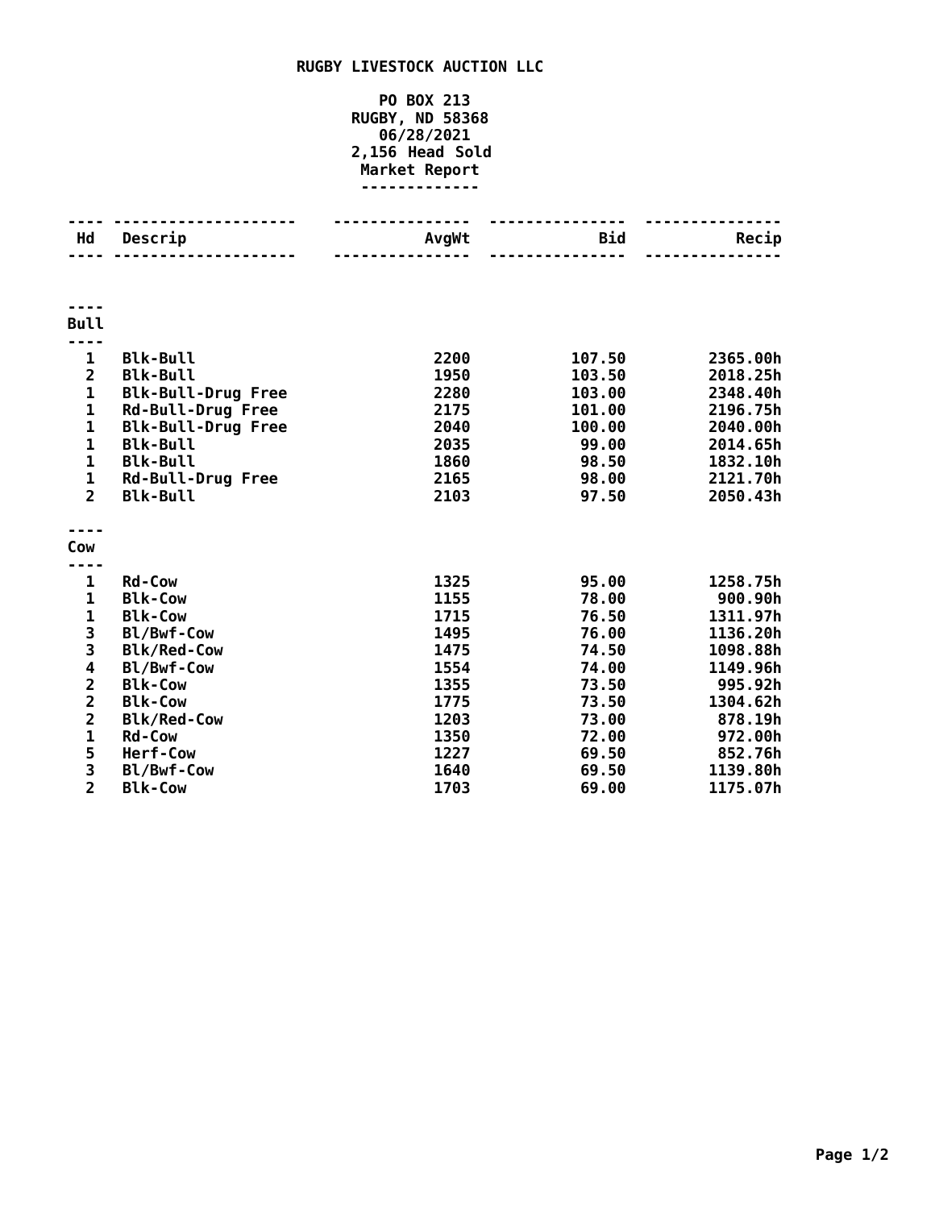**RUGBY LIVESTOCK AUCTION LLC**

**PO BOX 213**
**RUGBY, ND 58368**
**06/28/2021**
**2,156 Head Sold**
**Market Report**

| Hd | Descrip | AvgWt | Bid | Recip |
|---|---|---|---|---|
| **Bull** | | | | |
| 1 | Blk-Bull | 2200 | 107.50 | 2365.00h |
| 2 | Blk-Bull | 1950 | 103.50 | 2018.25h |
| 1 | Blk-Bull-Drug Free | 2280 | 103.00 | 2348.40h |
| 1 | Rd-Bull-Drug Free | 2175 | 101.00 | 2196.75h |
| 1 | Blk-Bull-Drug Free | 2040 | 100.00 | 2040.00h |
| 1 | Blk-Bull | 2035 | 99.00 | 2014.65h |
| 1 | Blk-Bull | 1860 | 98.50 | 1832.10h |
| 1 | Rd-Bull-Drug Free | 2165 | 98.00 | 2121.70h |
| 2 | Blk-Bull | 2103 | 97.50 | 2050.43h |
| **Cow** | | | | |
| 1 | Rd-Cow | 1325 | 95.00 | 1258.75h |
| 1 | Blk-Cow | 1155 | 78.00 | 900.90h |
| 1 | Blk-Cow | 1715 | 76.50 | 1311.97h |
| 3 | Bl/Bwf-Cow | 1495 | 76.00 | 1136.20h |
| 3 | Blk/Red-Cow | 1475 | 74.50 | 1098.88h |
| 4 | Bl/Bwf-Cow | 1554 | 74.00 | 1149.96h |
| 2 | Blk-Cow | 1355 | 73.50 | 995.92h |
| 2 | Blk-Cow | 1775 | 73.50 | 1304.62h |
| 2 | Blk/Red-Cow | 1203 | 73.00 | 878.19h |
| 1 | Rd-Cow | 1350 | 72.00 | 972.00h |
| 5 | Herf-Cow | 1227 | 69.50 | 852.76h |
| 3 | Bl/Bwf-Cow | 1640 | 69.50 | 1139.80h |
| 2 | Blk-Cow | 1703 | 69.00 | 1175.07h |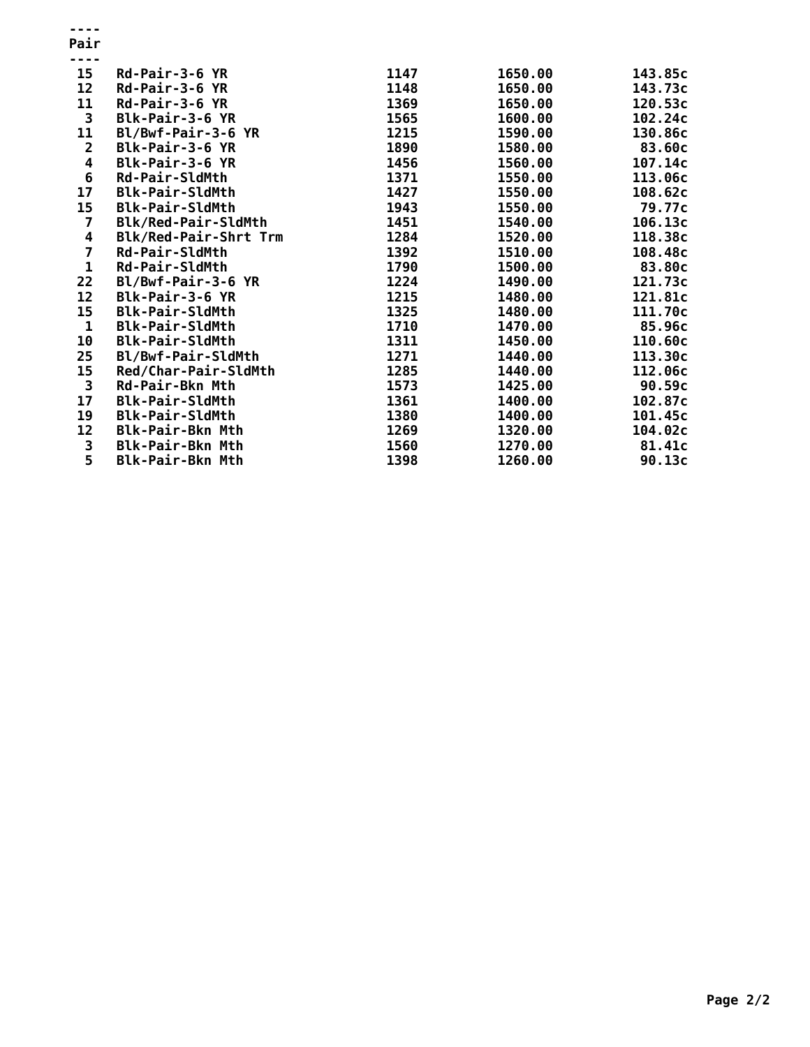| Pair | | | | |
|---|---|---|---|---|
| 15 | Rd-Pair-3-6 YR | 1147 | 1650.00 | 143.85c |
| 12 | Rd-Pair-3-6 YR | 1148 | 1650.00 | 143.73c |
| 11 | Rd-Pair-3-6 YR | 1369 | 1650.00 | 120.53c |
| 3 | Blk-Pair-3-6 YR | 1565 | 1600.00 | 102.24c |
| 11 | Bl/Bwf-Pair-3-6 YR | 1215 | 1590.00 | 130.86c |
| 2 | Blk-Pair-3-6 YR | 1890 | 1580.00 | 83.60c |
| 4 | Blk-Pair-3-6 YR | 1456 | 1560.00 | 107.14c |
| 6 | Rd-Pair-SldMth | 1371 | 1550.00 | 113.06c |
| 17 | Blk-Pair-SldMth | 1427 | 1550.00 | 108.62c |
| 15 | Blk-Pair-SldMth | 1943 | 1550.00 | 79.77c |
| 7 | Blk/Red-Pair-SldMth | 1451 | 1540.00 | 106.13c |
| 4 | Blk/Red-Pair-Shrt Trm | 1284 | 1520.00 | 118.38c |
| 7 | Rd-Pair-SldMth | 1392 | 1510.00 | 108.48c |
| 1 | Rd-Pair-SldMth | 1790 | 1500.00 | 83.80c |
| 22 | Bl/Bwf-Pair-3-6 YR | 1224 | 1490.00 | 121.73c |
| 12 | Blk-Pair-3-6 YR | 1215 | 1480.00 | 121.81c |
| 15 | Blk-Pair-SldMth | 1325 | 1480.00 | 111.70c |
| 1 | Blk-Pair-SldMth | 1710 | 1470.00 | 85.96c |
| 10 | Blk-Pair-SldMth | 1311 | 1450.00 | 110.60c |
| 25 | Bl/Bwf-Pair-SldMth | 1271 | 1440.00 | 113.30c |
| 15 | Red/Char-Pair-SldMth | 1285 | 1440.00 | 112.06c |
| 3 | Rd-Pair-Bkn Mth | 1573 | 1425.00 | 90.59c |
| 17 | Blk-Pair-SldMth | 1361 | 1400.00 | 102.87c |
| 19 | Blk-Pair-SldMth | 1380 | 1400.00 | 101.45c |
| 12 | Blk-Pair-Bkn Mth | 1269 | 1320.00 | 104.02c |
| 3 | Blk-Pair-Bkn Mth | 1560 | 1270.00 | 81.41c |
| 5 | Blk-Pair-Bkn Mth | 1398 | 1260.00 | 90.13c |